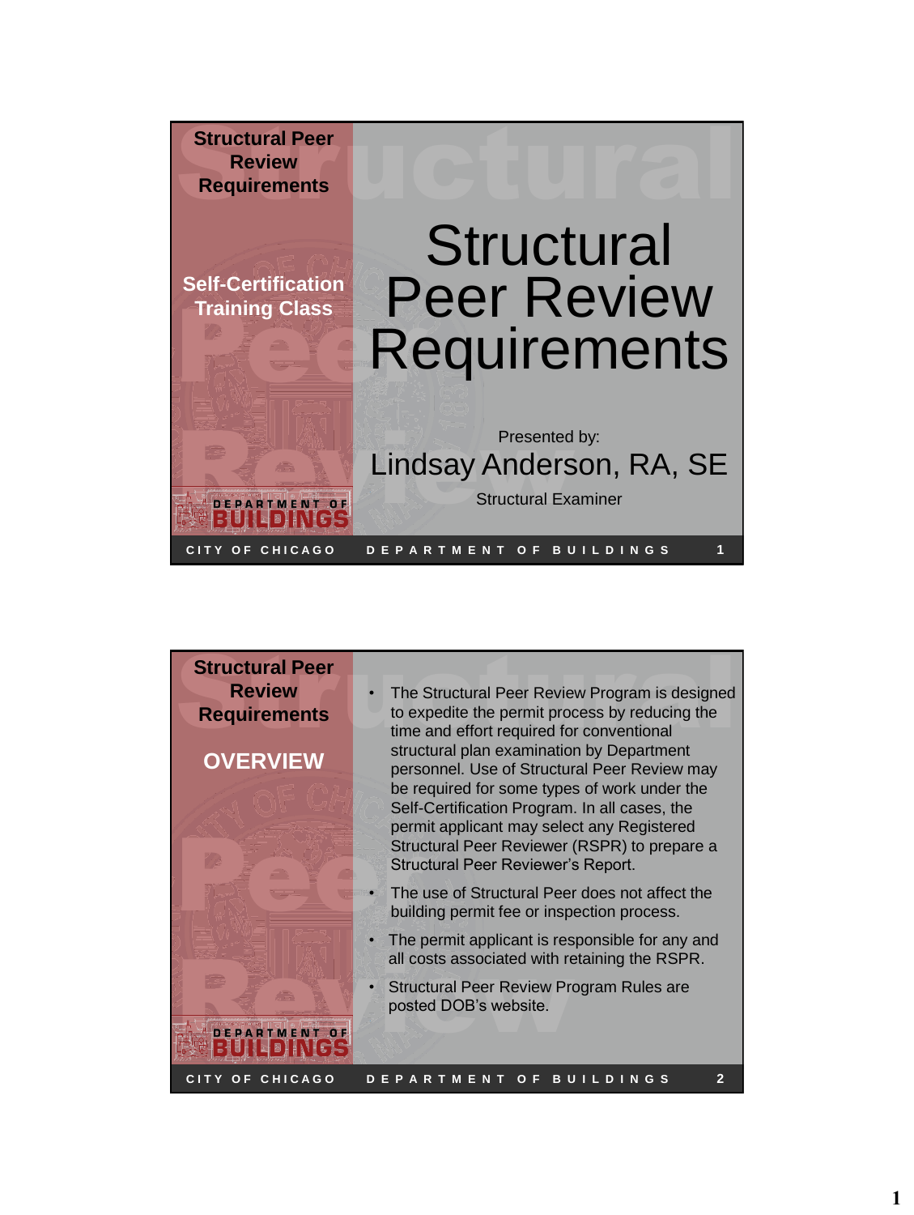## Structural Peer Review Requirements

Self-Certification Training Class

# Structural Peer Review Requirements

Presented by:

Lindsay Anderson, RA, SE

Structural Examiner

CITY OF CHICAGO DEPARTMENT OF BUILDINGS

---

## Structural Peer Review Requirements

### OVERVIEW

- The Structural Peer Review Program is designed to expedite the permit process by reducing the time and effort required for conventional structural plan examination by Department personnel. Use of Structural Peer Review may be required for some types of work under the Self-Certification Program. In all cases, the permit applicant may select any Registered Structural Peer Reviewer (RSPR) to prepare a Structural Peer Reviewer's Report.
- The use of Structural Peer does not affect the building permit fee or inspection process.
- The permit applicant is responsible for any and all costs associated with retaining the RSPR.
- Structural Peer Review Program Rules are posted DOB's website.

CITY OF CHICAGO DEPARTMENT OF BUILDINGS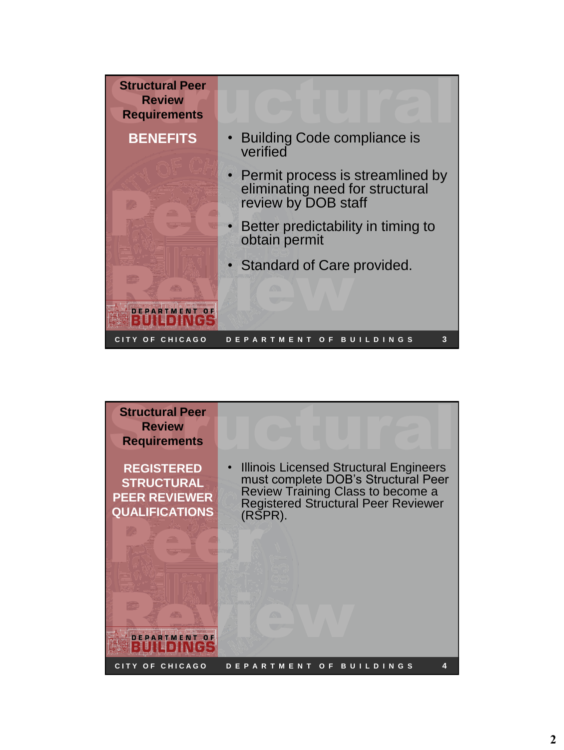## Structural Peer Review Requirements

### BENEFITS

- Building Code compliance is verified
- Permit process is streamlined by eliminating need for structural review by DOB staff
- Better predictability in timing to obtain permit
- Standard of Care provided.

CITY OF CHICAGO DEPARTMENT OF BUILDINGS 3

## Structural Peer Review Requirements

### REGISTERED STRUCTURAL PEER REVIEWER QUALIFICATIONS

- Illinois Licensed Structural Engineers must complete DOB's Structural Peer Review Training Class to become a Registered Structural Peer Reviewer (RSPR).

CITY OF CHICAGO DEPARTMENT OF BUILDINGS 4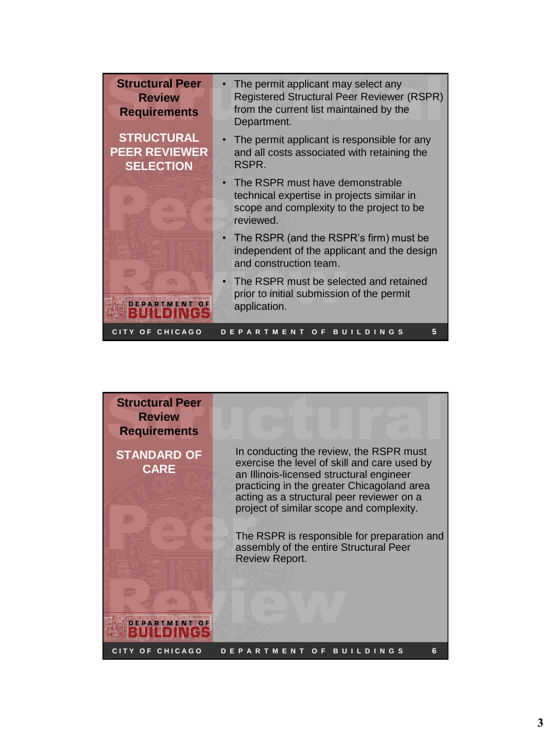## Structural Peer Review Requirements

### STRUCTURAL PEER REVIEWER SELECTION

- The permit applicant may select any Registered Structural Peer Reviewer (RSPR) from the current list maintained by the Department.
- The permit applicant is responsible for any and all costs associated with retaining the RSPR.
- The RSPR must have demonstrable technical expertise in projects similar in scope and complexity to the project to be reviewed.
- The RSPR (and the RSPR's firm) must be independent of the applicant and the design and construction team.
- The RSPR must be selected and retained prior to initial submission of the permit application.

## Structural Peer Review Requirements

### STANDARD OF CARE

In conducting the review, the RSPR must exercise the level of skill and care used by an Illinois-licensed structural engineer practicing in the greater Chicagoland area acting as a structural peer reviewer on a project of similar scope and complexity.

The RSPR is responsible for preparation and assembly of the entire Structural Peer Review Report.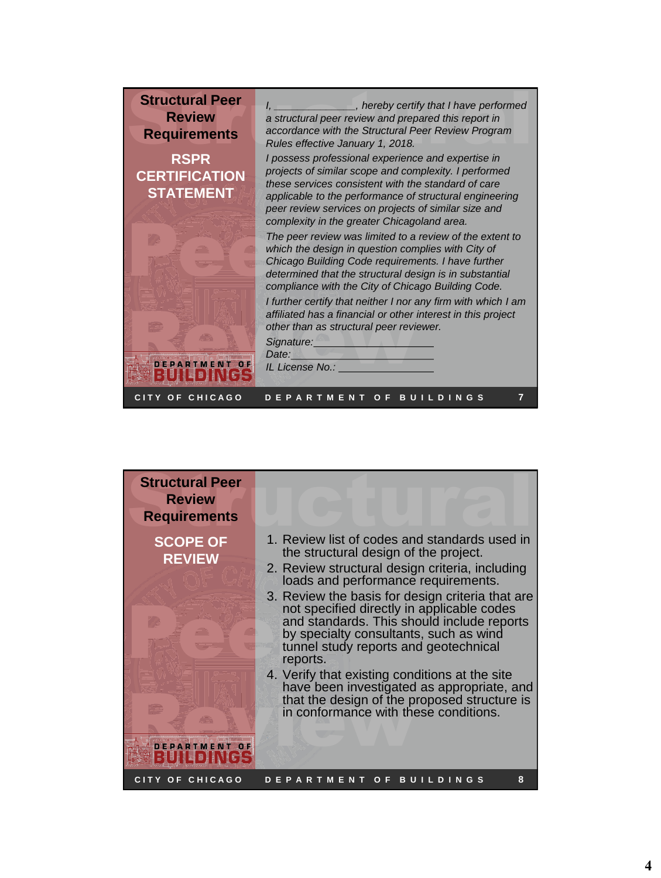## Structural Peer Review Requirements

### RSPR CERTIFICATION STATEMENT

*I, _____________, hereby certify that I have performed a structural peer review and prepared this report in accordance with the Structural Peer Review Program Rules effective January 1, 2018.*

*I possess professional experience and expertise in projects of similar scope and complexity. I performed these services consistent with the standard of care applicable to the performance of structural engineering peer review services on projects of similar size and complexity in the greater Chicagoland area.*

*The peer review was limited to a review of the extent to which the design in question complies with City of Chicago Building Code requirements. I have further determined that the structural design is in substantial compliance with the City of Chicago Building Code.*

*I further certify that neither I nor any firm with which I am affiliated has a financial or other interest in this project other than as structural peer reviewer.*

*Signature:____________________*

*Date:________________________*

*IL License No.: ________________*

## Structural Peer Review Requirements

### SCOPE OF REVIEW

1. Review list of codes and standards used in the structural design of the project.
2. Review structural design criteria, including loads and performance requirements.
3. Review the basis for design criteria that are not specified directly in applicable codes and standards. This should include reports by specialty consultants, such as wind tunnel study reports and geotechnical reports.
4. Verify that existing conditions at the site have been investigated as appropriate, and that the design of the proposed structure is in conformance with these conditions.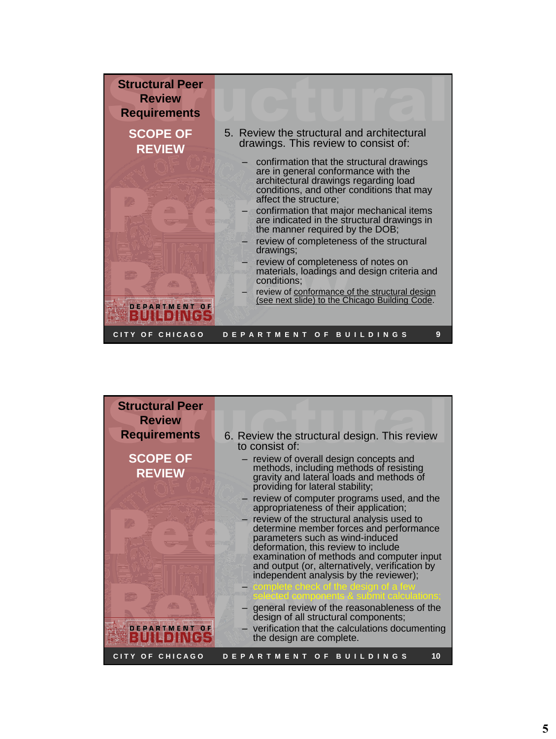## Structural Peer Review Requirements

### SCOPE OF REVIEW

5. Review the structural and architectural drawings. This review to consist of:
   - confirmation that the structural drawings are in general conformance with the architectural drawings regarding load conditions, and other conditions that may affect the structure;
   - confirmation that major mechanical items are indicated in the structural drawings in the manner required by the DOB;
   - review of completeness of the structural drawings;
   - review of completeness of notes on materials, loadings and design criteria and conditions;
   - review of conformance of the structural design (see next slide) to the Chicago Building Code.

CITY OF CHICAGO — DEPARTMENT OF BUILDINGS — 9

## Structural Peer Review Requirements

### SCOPE OF REVIEW

6. Review the structural design. This review to consist of:
   - review of overall design concepts and methods, including methods of resisting gravity and lateral loads and methods of providing for lateral stability;
   - review of computer programs used, and the appropriateness of their application;
   - review of the structural analysis used to determine member forces and performance parameters such as wind-induced deformation, this review to include examination of methods and computer input and output (or, alternatively, verification by independent analysis by the reviewer);
   - complete check of the design of a few selected components & submit calculations;
   - general review of the reasonableness of the design of all structural components;
   - verification that the calculations documenting the design are complete.

CITY OF CHICAGO — DEPARTMENT OF BUILDINGS — 10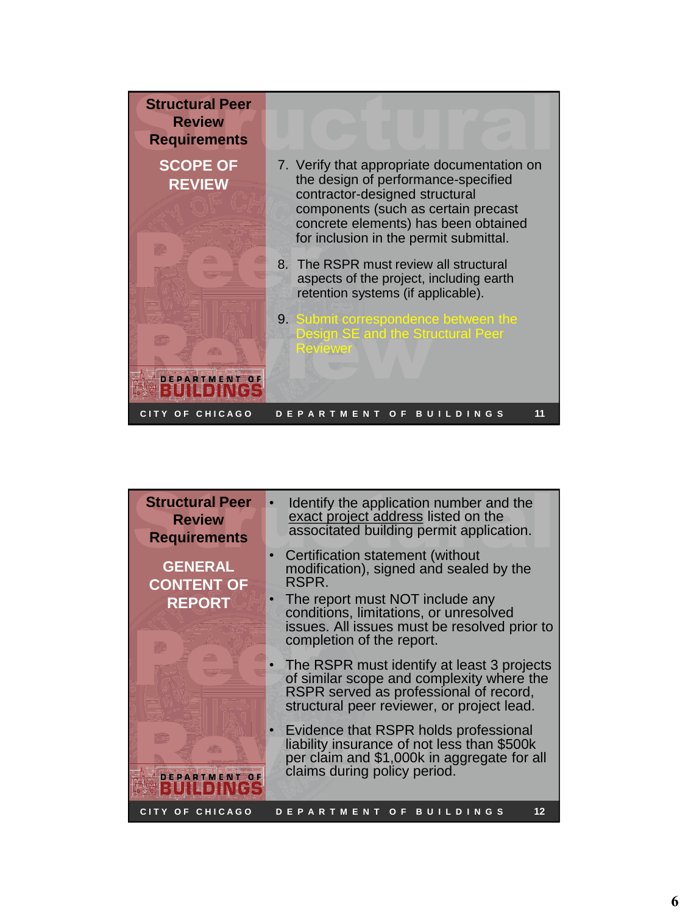## Structural Peer Review Requirements

### SCOPE OF REVIEW

7. Verify that appropriate documentation on the design of performance-specified contractor-designed structural components (such as certain precast concrete elements) has been obtained for inclusion in the permit submittal.
8. The RSPR must review all structural aspects of the project, including earth retention systems (if applicable).
9. Submit correspondence between the Design SE and the Structural Peer Reviewer

CITY OF CHICAGO DEPARTMENT OF BUILDINGS 11

## Structural Peer Review Requirements

### GENERAL CONTENT OF REPORT

- Identify the application number and the exact project address listed on the associtated building permit application.
- Certification statement (without modification), signed and sealed by the RSPR.
- The report must NOT include any conditions, limitations, or unresolved issues. All issues must be resolved prior to completion of the report.
- The RSPR must identify at least 3 projects of similar scope and complexity where the RSPR served as professional of record, structural peer reviewer, or project lead.
- Evidence that RSPR holds professional liability insurance of not less than $500k per claim and $1,000k in aggregate for all claims during policy period.

CITY OF CHICAGO DEPARTMENT OF BUILDINGS 12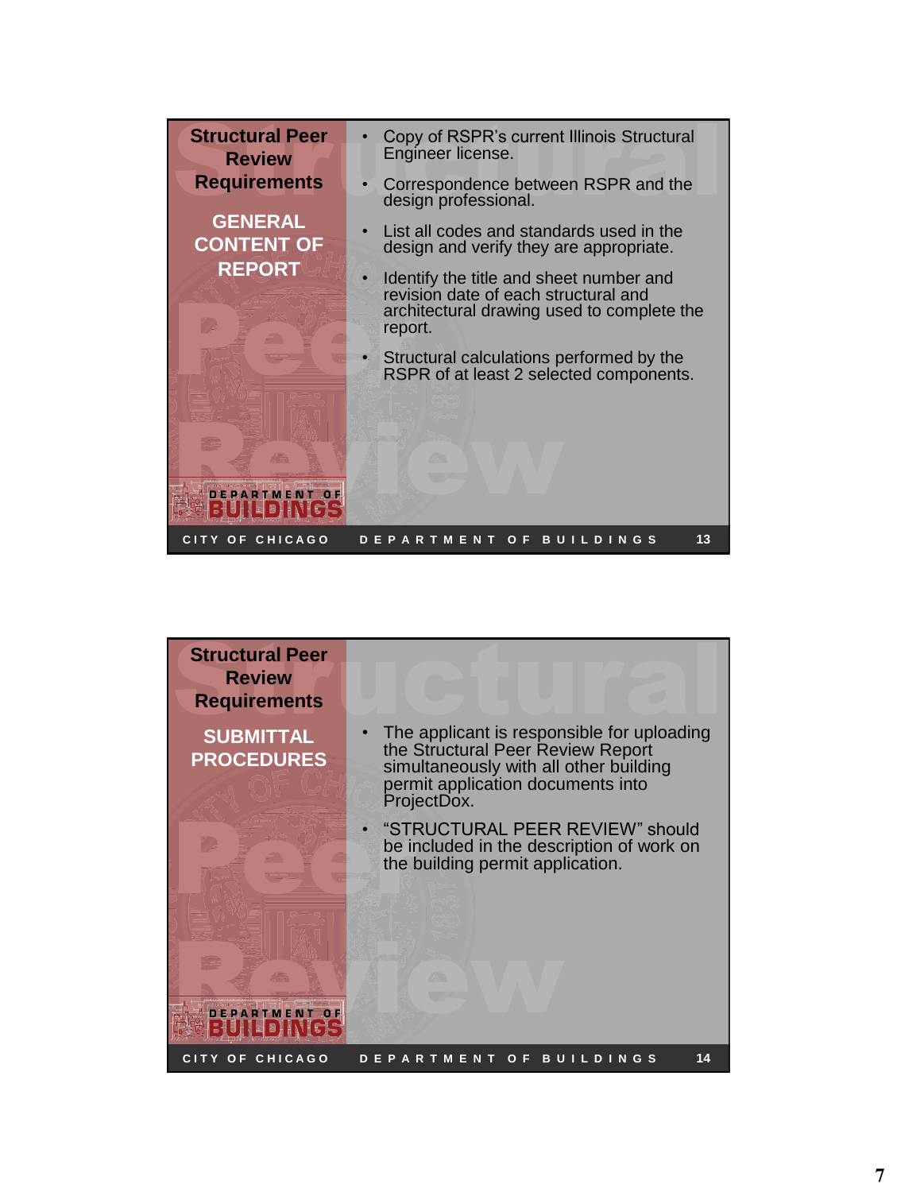## Structural Peer Review Requirements

### GENERAL CONTENT OF REPORT

- Copy of RSPR's current Illinois Structural Engineer license.
- Correspondence between RSPR and the design professional.
- List all codes and standards used in the design and verify they are appropriate.
- Identify the title and sheet number and revision date of each structural and architectural drawing used to complete the report.
- Structural calculations performed by the RSPR of at least 2 selected components.

## Structural Peer Review Requirements

### SUBMITTAL PROCEDURES

- The applicant is responsible for uploading the Structural Peer Review Report simultaneously with all other building permit application documents into ProjectDox.
- "STRUCTURAL PEER REVIEW" should be included in the description of work on the building permit application.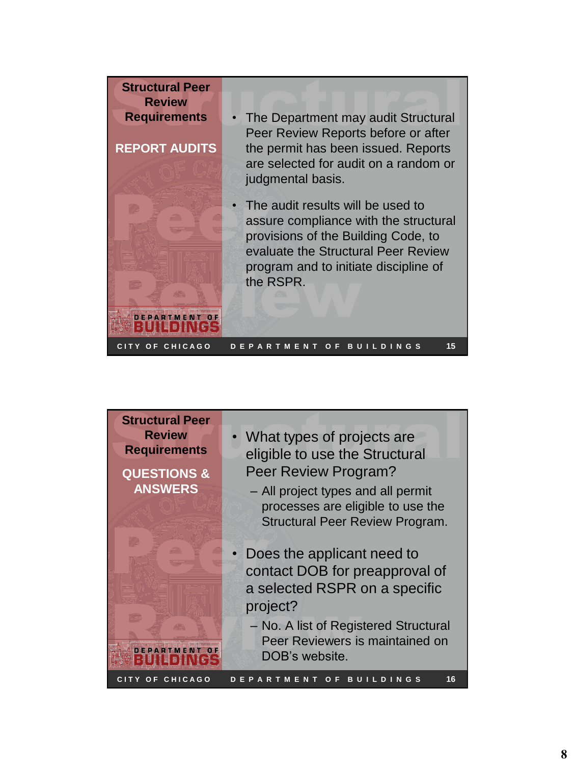## Structural Peer Review Requirements

### REPORT AUDITS

- The Department may audit Structural Peer Review Reports before or after the permit has been issued. Reports are selected for audit on a random or judgmental basis.
- The audit results will be used to assure compliance with the structural provisions of the Building Code, to evaluate the Structural Peer Review program and to initiate discipline of the RSPR.

CITY OF CHICAGO DEPARTMENT OF BUILDINGS 15

## Structural Peer Review Requirements

### QUESTIONS & ANSWERS

- What types of projects are eligible to use the Structural Peer Review Program?
  - All project types and all permit processes are eligible to use the Structural Peer Review Program.
- Does the applicant need to contact DOB for preapproval of a selected RSPR on a specific project?
  - No. A list of Registered Structural Peer Reviewers is maintained on DOB's website.

CITY OF CHICAGO DEPARTMENT OF BUILDINGS 16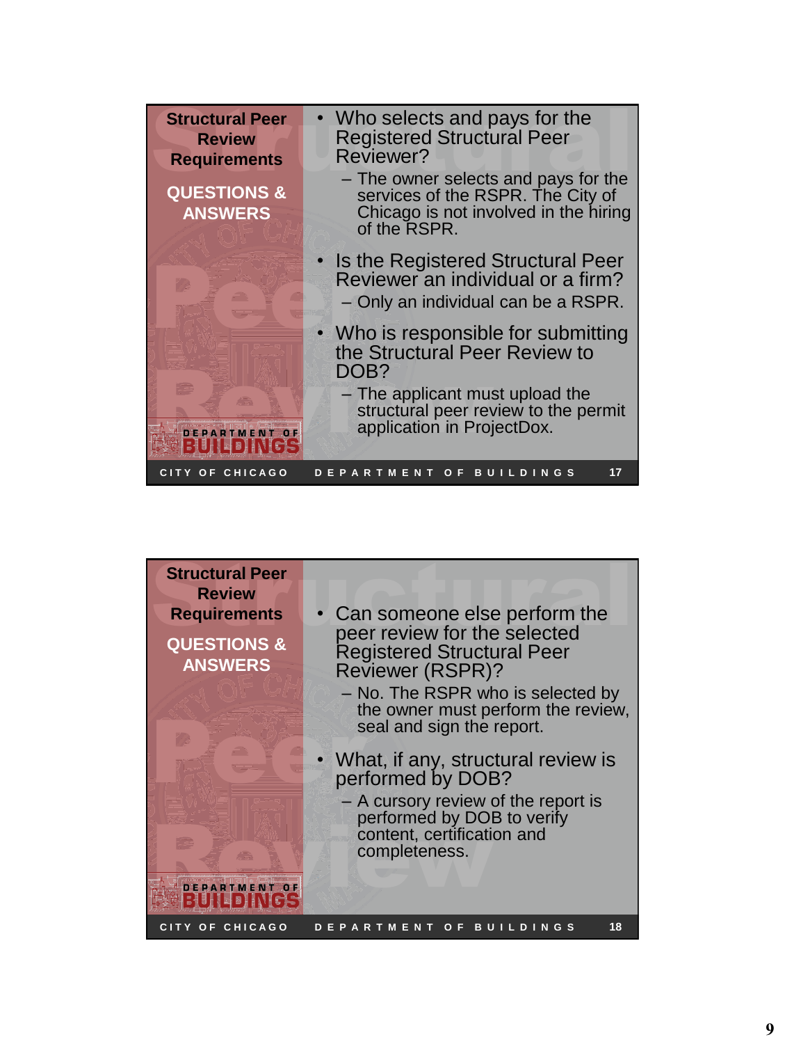## Structural Peer Review Requirements

### QUESTIONS & ANSWERS

- Who selects and pays for the Registered Structural Peer Reviewer?
  - The owner selects and pays for the services of the RSPR. The City of Chicago is not involved in the hiring of the RSPR.
- Is the Registered Structural Peer Reviewer an individual or a firm?
  - Only an individual can be a RSPR.
- Who is responsible for submitting the Structural Peer Review to DOB?
  - The applicant must upload the structural peer review to the permit application in ProjectDox.

DEPARTMENT OF BUILDINGS

CITY OF CHICAGO DEPARTMENT OF BUILDINGS 17

## Structural Peer Review Requirements

### QUESTIONS & ANSWERS

- Can someone else perform the peer review for the selected Registered Structural Peer Reviewer (RSPR)?
  - No. The RSPR who is selected by the owner must perform the review, seal and sign the report.
- What, if any, structural review is performed by DOB?
  - A cursory review of the report is performed by DOB to verify content, certification and completeness.

DEPARTMENT OF BUILDINGS

CITY OF CHICAGO DEPARTMENT OF BUILDINGS 18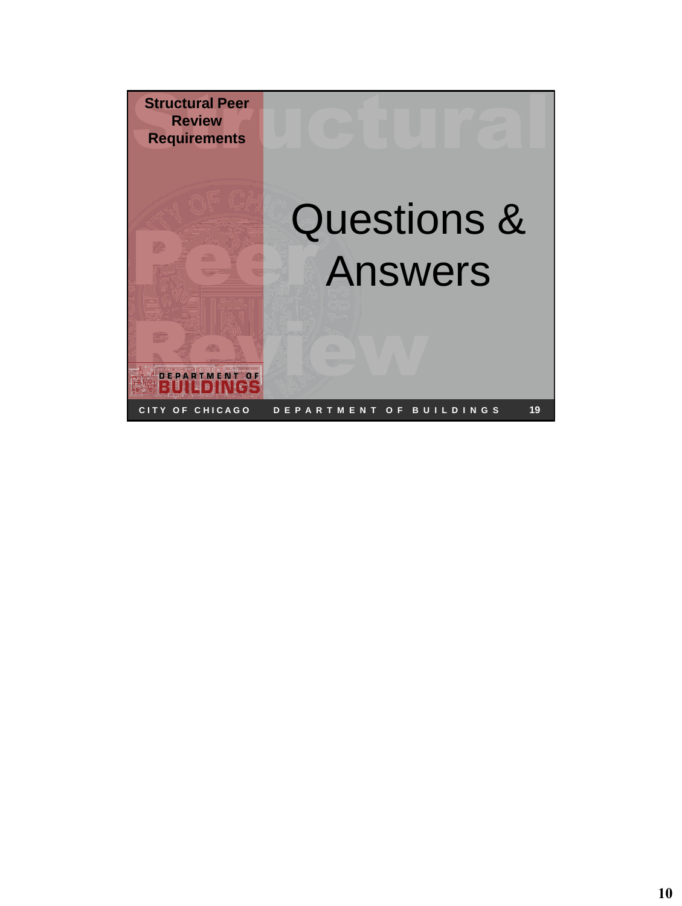**Structural Peer Review Requirements**

# Questions & Answers

CITY OF CHICAGO DEPARTMENT OF BUILDINGS 19